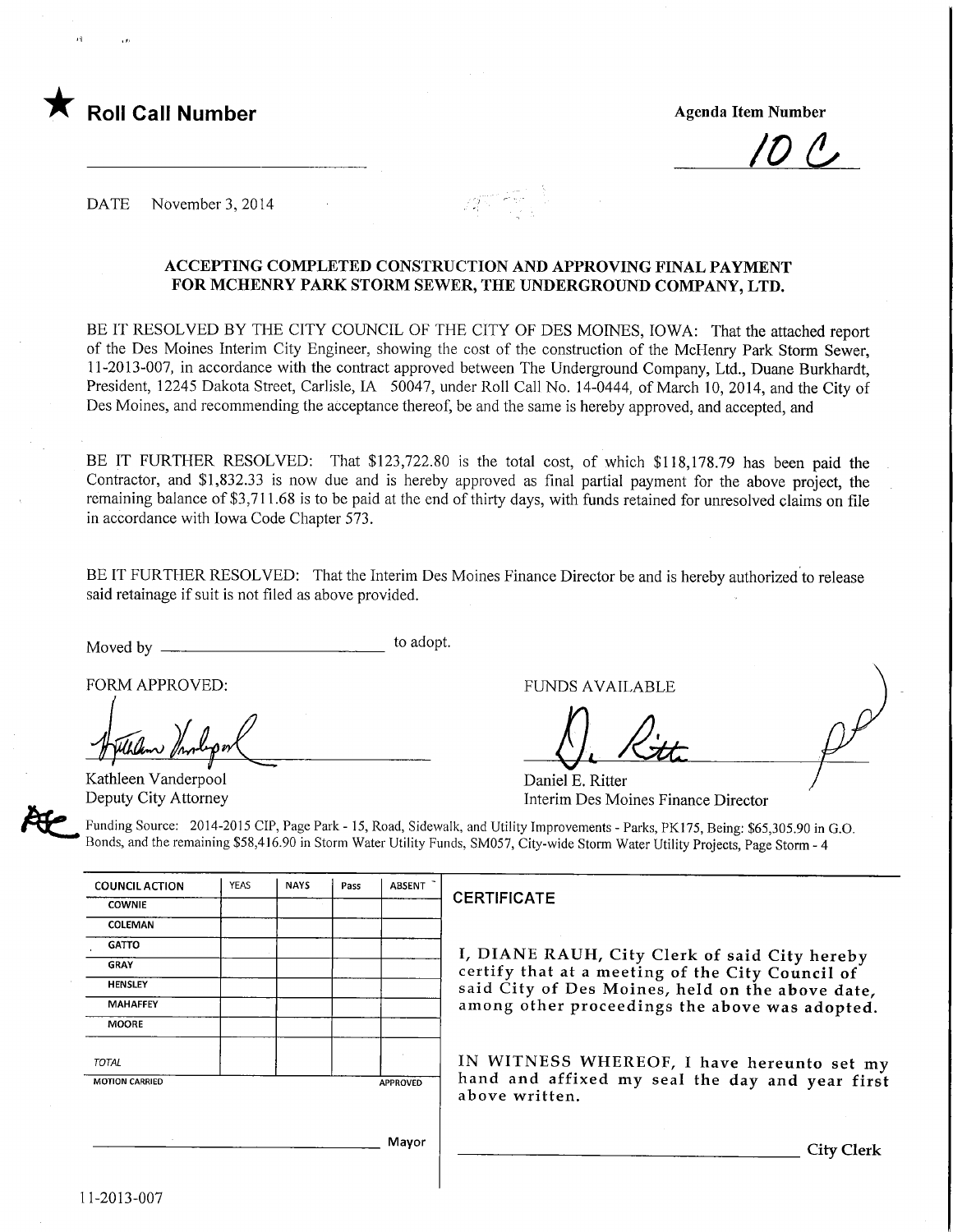★ **Roll Call Number**

**Agenda Item Number**

10 C

DATE November 3, 2014

## ACCEPTING COMPLETED CONSTRUCTION AND APPROVING FINAL PAYMENT FOR MCHENRY PARK STORM SEWER, THE UNDERGROUND COMPANY, LTD.

BE IT RESOLVED BY THE CITY COUNCIL OF THE CITY OF DES MOINES, IOWA: That the attached report of the Des Moines Interim City Engineer, showing the cost of the construction of the McHenry Park Storm Sewer, 11-2013-007, in accordance with the contract approved between The Underground Company, Ltd., Duane Burkhardt, President, 12245 Dakota Street, Carlisle, IA 50047, under Roll Call No. 14-0444, of March 10, 2014, and the City of Des Moines, and recommending the acceptance thereof, be and the same is hereby approved, and accepted, and

BE IT FURTHER RESOLVED: That $123,722.80 is the total cost, of which $118,178.79 has been paid the Contractor, and $1,832.33 is now due and is hereby approved as final partial payment for the above project, the remaining balance of $3,711.68 is to be paid at the end of thirty days, with funds retained for unresolved claims on file in accordance with Iowa Code Chapter 573.

BE IT FURTHER RESOLVED: That the Interim Des Moines Finance Director be and is hereby authorized to release said retainage if suit is not filed as above provided.

Moved by ______________________ to adopt.

FORM APPROVED:

Kathleen Vanderpool
Deputy City Attorney

FUNDS AVAILABLE

Daniel E. Ritter
Interim Des Moines Finance Director

Funding Source: 2014-2015 CIP, Page Park - 15, Road, Sidewalk, and Utility Improvements - Parks, PK175, Being: $65,305.90 in G.O. Bonds, and the remaining $58,416.90 in Storm Water Utility Funds, SM057, City-wide Storm Water Utility Projects, Page Storm - 4

| COUNCIL ACTION | YEAS | NAYS | Pass | ABSENT |
|---|---|---|---|---|
| COWNIE | | | | |
| COLEMAN | | | | |
| GATTO | | | | |
| GRAY | | | | |
| HENSLEY | | | | |
| MAHAFFEY | | | | |
| MOORE | | | | |
| TOTAL | | | | |
| MOTION CARRIED | | | | APPROVED |

______________________ Mayor

**CERTIFICATE**

I, DIANE RAUH, City Clerk of said City hereby certify that at a meeting of the City Council of said City of Des Moines, held on the above date, among other proceedings the above was adopted.

IN WITNESS WHEREOF, I have hereunto set my hand and affixed my seal the day and year first above written.

______________________ City Clerk

11-2013-007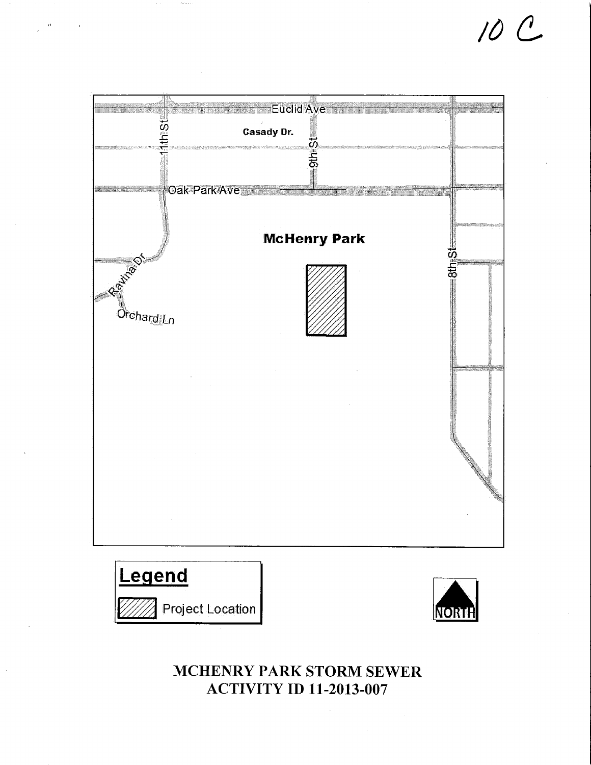10 C

Euclid Ave

11th St

Casady Dr.

9th St

Oak Park Ave

McHenry Park

8th St

Ravina Dr

Orchard Ln

**Legend**

Project Location

NORTH

**MCHENRY PARK STORM SEWER**
**ACTIVITY ID 11-2013-007**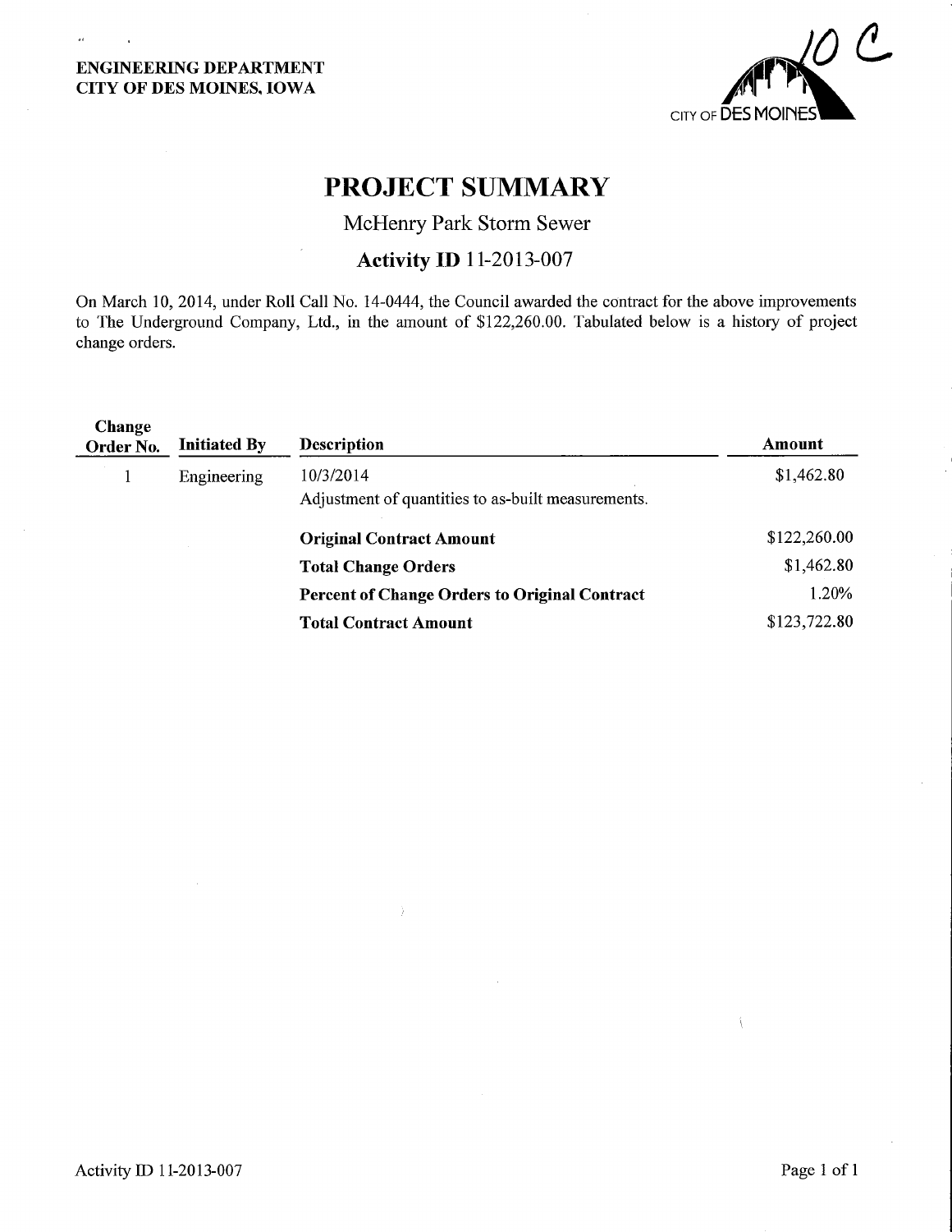ENGINEERING DEPARTMENT
CITY OF DES MOINES, IOWA

10 C

CITY OF DES MOINES

# PROJECT SUMMARY

## McHenry Park Storm Sewer

### Activity ID 11-2013-007

On March 10, 2014, under Roll Call No. 14-0444, the Council awarded the contract for the above improvements to The Underground Company, Ltd., in the amount of $122,260.00. Tabulated below is a history of project change orders.

| Change Order No. | Initiated By | Description | Amount |
|---|---|---|---|
| 1 | Engineering | 10/3/2014<br>Adjustment of quantities to as-built measurements. | $1,462.80 |
| | | **Original Contract Amount** | $122,260.00 |
| | | **Total Change Orders** | $1,462.80 |
| | | **Percent of Change Orders to Original Contract** | 1.20% |
| | | **Total Contract Amount** | $123,722.80 |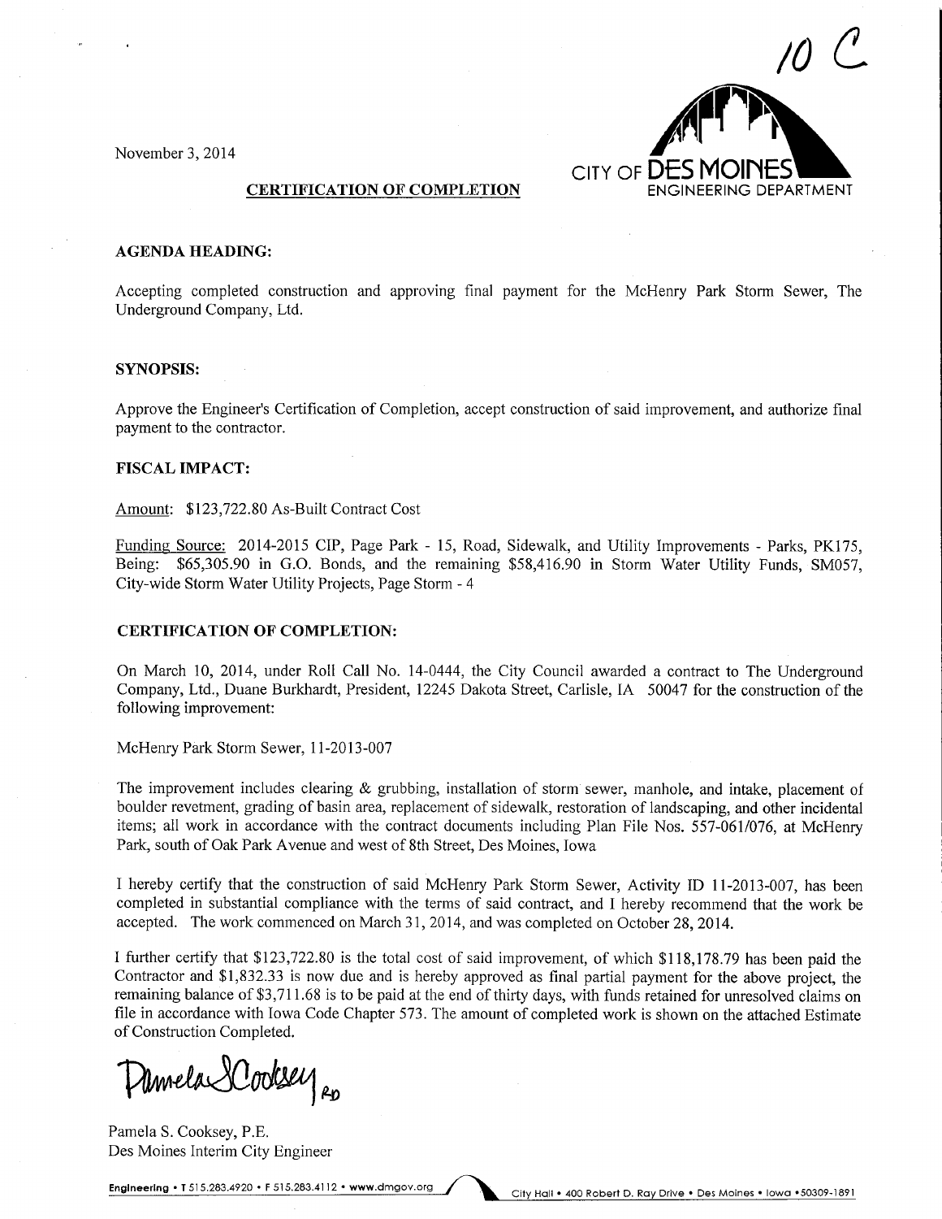10 C

November 3, 2014

CITY OF DES MOINES
ENGINEERING DEPARTMENT

**CERTIFICATION OF COMPLETION**

**AGENDA HEADING:**

Accepting completed construction and approving final payment for the McHenry Park Storm Sewer, The Underground Company, Ltd.

**SYNOPSIS:**

Approve the Engineer's Certification of Completion, accept construction of said improvement, and authorize final payment to the contractor.

**FISCAL IMPACT:**

Amount: $123,722.80 As-Built Contract Cost

Funding Source: 2014-2015 CIP, Page Park - 15, Road, Sidewalk, and Utility Improvements - Parks, PK175, Being: $65,305.90 in G.O. Bonds, and the remaining $58,416.90 in Storm Water Utility Funds, SM057, City-wide Storm Water Utility Projects, Page Storm - 4

**CERTIFICATION OF COMPLETION:**

On March 10, 2014, under Roll Call No. 14-0444, the City Council awarded a contract to The Underground Company, Ltd., Duane Burkhardt, President, 12245 Dakota Street, Carlisle, IA 50047 for the construction of the following improvement:

McHenry Park Storm Sewer, 11-2013-007

The improvement includes clearing & grubbing, installation of storm sewer, manhole, and intake, placement of boulder revetment, grading of basin area, replacement of sidewalk, restoration of landscaping, and other incidental items; all work in accordance with the contract documents including Plan File Nos. 557-061/076, at McHenry Park, south of Oak Park Avenue and west of 8th Street, Des Moines, Iowa

I hereby certify that the construction of said McHenry Park Storm Sewer, Activity ID 11-2013-007, has been completed in substantial compliance with the terms of said contract, and I hereby recommend that the work be accepted. The work commenced on March 31, 2014, and was completed on October 28, 2014.

I further certify that $123,722.80 is the total cost of said improvement, of which $118,178.79 has been paid the Contractor and $1,832.33 is now due and is hereby approved as final partial payment for the above project, the remaining balance of $3,711.68 is to be paid at the end of thirty days, with funds retained for unresolved claims on file in accordance with Iowa Code Chapter 573. The amount of completed work is shown on the attached Estimate of Construction Completed.

Pamela S. Cooksey RD

Pamela S. Cooksey, P.E.
Des Moines Interim City Engineer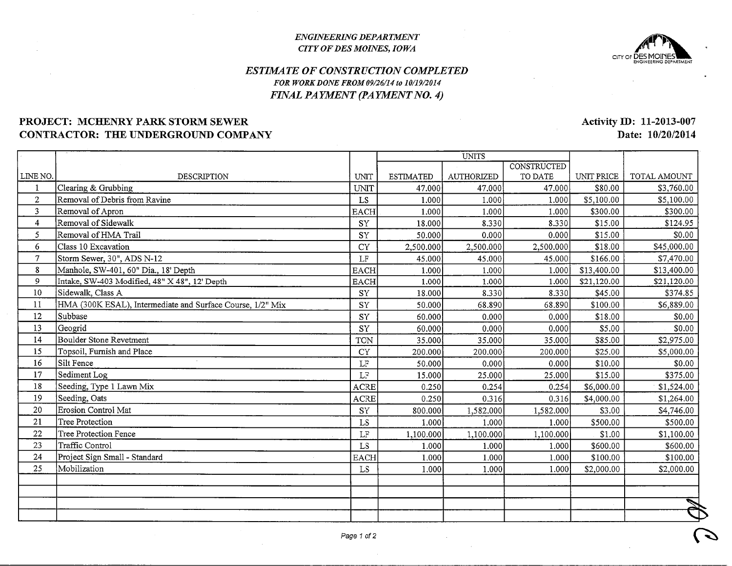*ENGINEERING DEPARTMENT*
*CITY OF DES MOINES, IOWA*

## *ESTIMATE OF CONSTRUCTION COMPLETED*

***FOR WORK DONE FROM 09/26/14 to 10/19/2014***

***FINAL PAYMENT (PAYMENT NO. 4)***

**PROJECT: MCHENRY PARK STORM SEWER**
**CONTRACTOR: THE UNDERGROUND COMPANY**

**Activity ID: 11-2013-007**
**Date: 10/20/2014**

| | | | UNITS | | | | |
|---|---|---|---|---|---|---|---|
| LINE NO. | DESCRIPTION | UNIT | ESTIMATED | AUTHORIZED | CONSTRUCTED TO DATE | UNIT PRICE | TOTAL AMOUNT |
| 1 | Clearing & Grubbing | UNIT | 47.000 | 47.000 | 47.000 | $80.00 | $3,760.00 |
| 2 | Removal of Debris from Ravine | LS | 1.000 | 1.000 | 1.000 | $5,100.00 | $5,100.00 |
| 3 | Removal of Apron | EACH | 1.000 | 1.000 | 1.000 | $300.00 | $300.00 |
| 4 | Removal of Sidewalk | SY | 18.000 | 8.330 | 8.330 | $15.00 | $124.95 |
| 5 | Removal of HMA Trail | SY | 50.000 | 0.000 | 0.000 | $15.00 | $0.00 |
| 6 | Class 10 Excavation | CY | 2,500.000 | 2,500.000 | 2,500.000 | $18.00 | $45,000.00 |
| 7 | Storm Sewer, 30", ADS N-12 | LF | 45.000 | 45.000 | 45.000 | $166.00 | $7,470.00 |
| 8 | Manhole, SW-401, 60" Dia., 18' Depth | EACH | 1.000 | 1.000 | 1.000 | $13,400.00 | $13,400.00 |
| 9 | Intake, SW-403 Modified, 48" X 48", 12' Depth | EACH | 1.000 | 1.000 | 1.000 | $21,120.00 | $21,120.00 |
| 10 | Sidewalk, Class A | SY | 18.000 | 8.330 | 8.330 | $45.00 | $374.85 |
| 11 | HMA (300K ESAL), Intermediate and Surface Course, 1/2" Mix | SY | 50.000 | 68.890 | 68.890 | $100.00 | $6,889.00 |
| 12 | Subbase | SY | 60.000 | 0.000 | 0.000 | $18.00 | $0.00 |
| 13 | Geogrid | SY | 60.000 | 0.000 | 0.000 | $5.00 | $0.00 |
| 14 | Boulder Stone Revetment | TON | 35.000 | 35.000 | 35.000 | $85.00 | $2,975.00 |
| 15 | Topsoil, Furnish and Place | CY | 200.000 | 200.000 | 200.000 | $25.00 | $5,000.00 |
| 16 | Silt Fence | LF | 50.000 | 0.000 | 0.000 | $10.00 | $0.00 |
| 17 | Sediment Log | LF | 15.000 | 25.000 | 25.000 | $15.00 | $375.00 |
| 18 | Seeding, Type 1 Lawn Mix | ACRE | 0.250 | 0.254 | 0.254 | $6,000.00 | $1,524.00 |
| 19 | Seeding, Oats | ACRE | 0.250 | 0.316 | 0.316 | $4,000.00 | $1,264.00 |
| 20 | Erosion Control Mat | SY | 800.000 | 1,582.000 | 1,582.000 | $3.00 | $4,746.00 |
| 21 | Tree Protection | LS | 1.000 | 1.000 | 1.000 | $500.00 | $500.00 |
| 22 | Tree Protection Fence | LF | 1,100.000 | 1,100.000 | 1,100.000 | $1.00 | $1,100.00 |
| 23 | Traffic Control | LS | 1.000 | 1.000 | 1.000 | $600.00 | $600.00 |
| 24 | Project Sign Small - Standard | EACH | 1.000 | 1.000 | 1.000 | $100.00 | $100.00 |
| 25 | Mobilization | LS | 1.000 | 1.000 | 1.000 | $2,000.00 | $2,000.00 |
| | | | | | | | |
| | | | | | | | |
| | | | | | | | |
| | | | | | | | |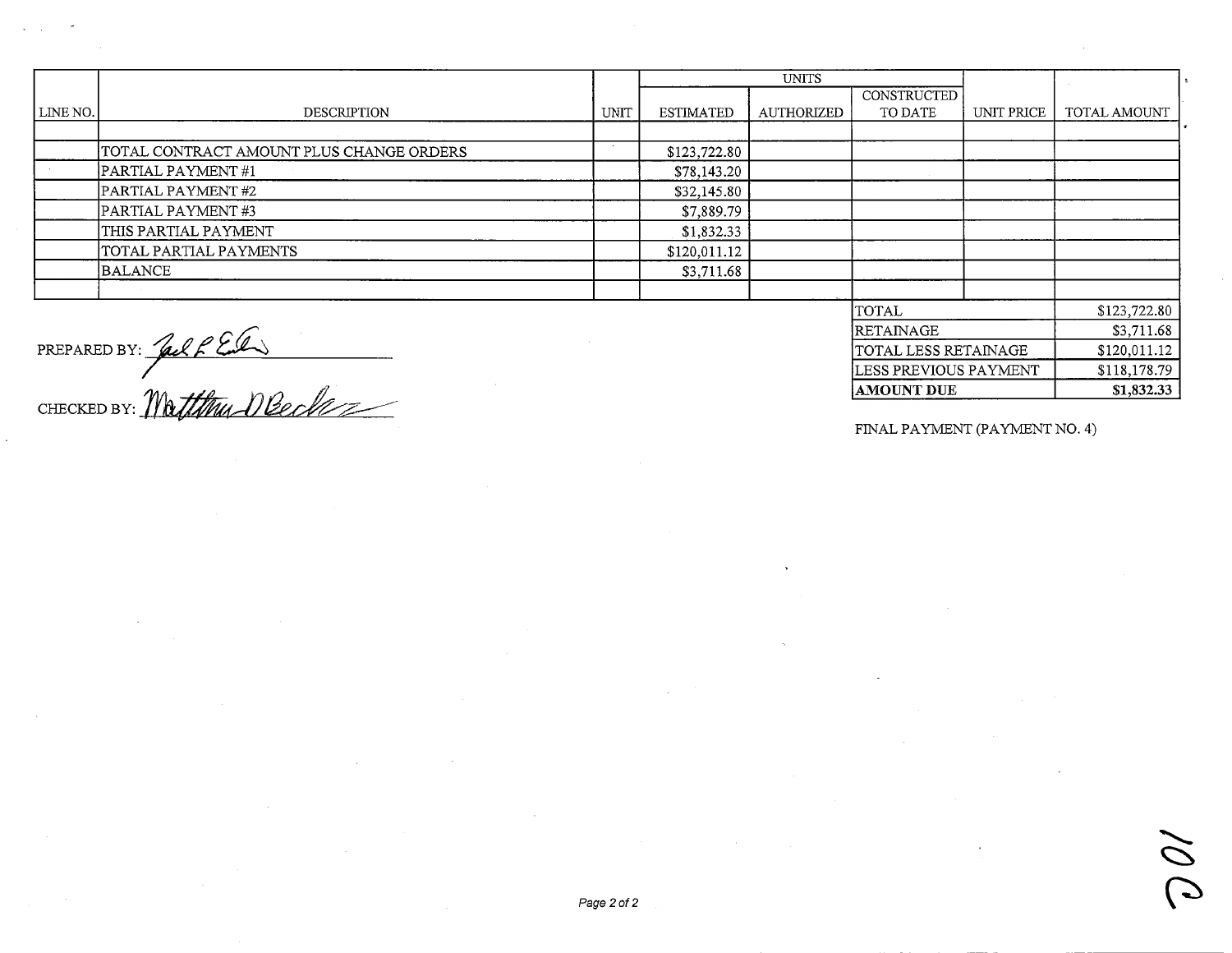| | | | UNITS | | | | |
|---|---|---|---|---|---|---|---|
| LINE NO. | DESCRIPTION | UNIT | ESTIMATED | AUTHORIZED | CONSTRUCTED TO DATE | UNIT PRICE | TOTAL AMOUNT |
| | | | | | | | |
| | TOTAL CONTRACT AMOUNT PLUS CHANGE ORDERS | | $123,722.80 | | | | |
| | PARTIAL PAYMENT #1 | | $78,143.20 | | | | |
| | PARTIAL PAYMENT #2 | | $32,145.80 | | | | |
| | PARTIAL PAYMENT #3 | | $7,889.79 | | | | |
| | THIS PARTIAL PAYMENT | | $1,832.33 | | | | |
| | TOTAL PARTIAL PAYMENTS | | $120,011.12 | | | | |
| | BALANCE | | $3,711.68 | | | | |
| | | | | | | | |

| | |
|---|---|
| TOTAL | $123,722.80 |
| RETAINAGE | $3,711.68 |
| TOTAL LESS RETAINAGE | $120,011.12 |
| LESS PREVIOUS PAYMENT | $118,178.79 |
| **AMOUNT DUE** | **$1,832.33** |

FINAL PAYMENT (PAYMENT NO. 4)

PREPARED BY: Joel L. Eilers

CHECKED BY: Matthew D Becker

10C